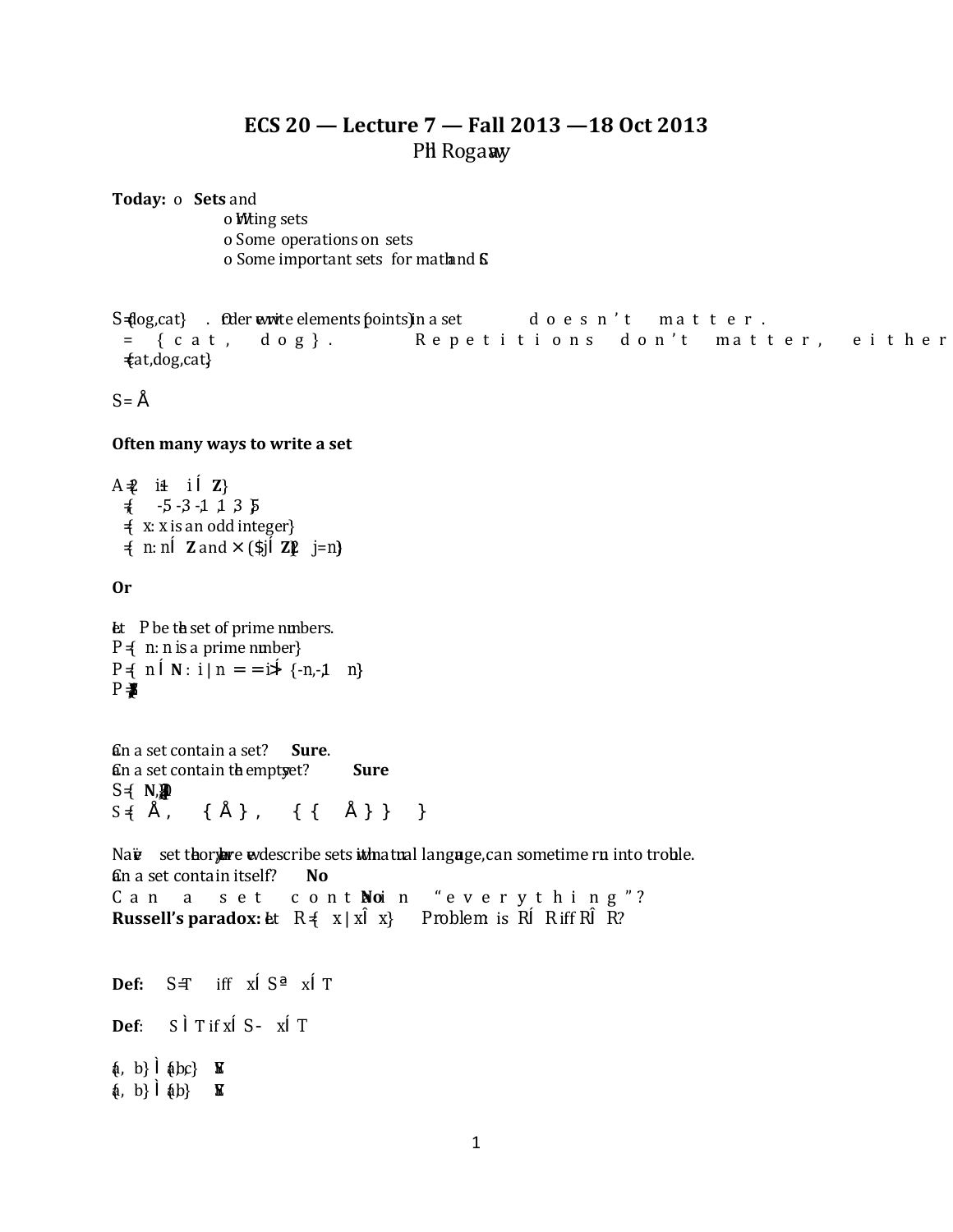# ECS 20 — Lecture 7 — Fall 2013 — 18 Oct 2013

Phil Rogaway

**Today:** o **Sets** and

- o Writing sets
- o Some operations on sets
- o Some important sets for math and CS

S = {dog, cat} . Order we write elements (points) in a set doesn't matter.
= {cat, dog}. Repetitions don't matter, either
= {cat, dog, cat}

$S = \emptyset$

**Often many ways to write a set**

$A = \{2i+1 : i \in \mathbf{Z}\}$
$= \{\ldots, -5, -3, -1, 1, 3, 5, \ldots\}$
$= \{x : x \text{ is an odd integer}\}$
$= \{n : n \in \mathbf{Z} \text{ and } \neg(\exists j \in \mathbf{Z})(2j = n)\}$

**Or**

Let P be the set of prime numbers.
P = {n: n is a prime number}
$P = \{n \in \mathbf{N} : i \mid n \Rightarrow i \in \{-n, -1, 1, n\}\}$
$P = \{2, 3, 5, 7, \ldots\}$

Can a set contain a set? **Sure**.
Can a set contain the empty set? **Sure**
$S = \{\mathbf{N}, \mathbf{Z}, \mathbf{Q}\}$
$S = \{\emptyset, \{\emptyset\}, \{\{\emptyset\}\}\}$

Naive set theory, where we describe sets with natural language, can sometime run into trouble.
Can a set contain itself? **No**
Can a set contain "everything"? **No**
**Russell's paradox:** Let $R = \{x \mid x \notin x\}$. Problem: is $R \in R$ iff $R \notin R$?

**Def:** $S = T$ iff $x \in S \Leftrightarrow x \in T$

**Def**: $S \subseteq T$ if $x \in S \rightarrow x \in T$

$\{a, b\} \subseteq \{a, b, c\}$ **Y**
$\{a, b\} \subseteq \{a, b\}$ **Y**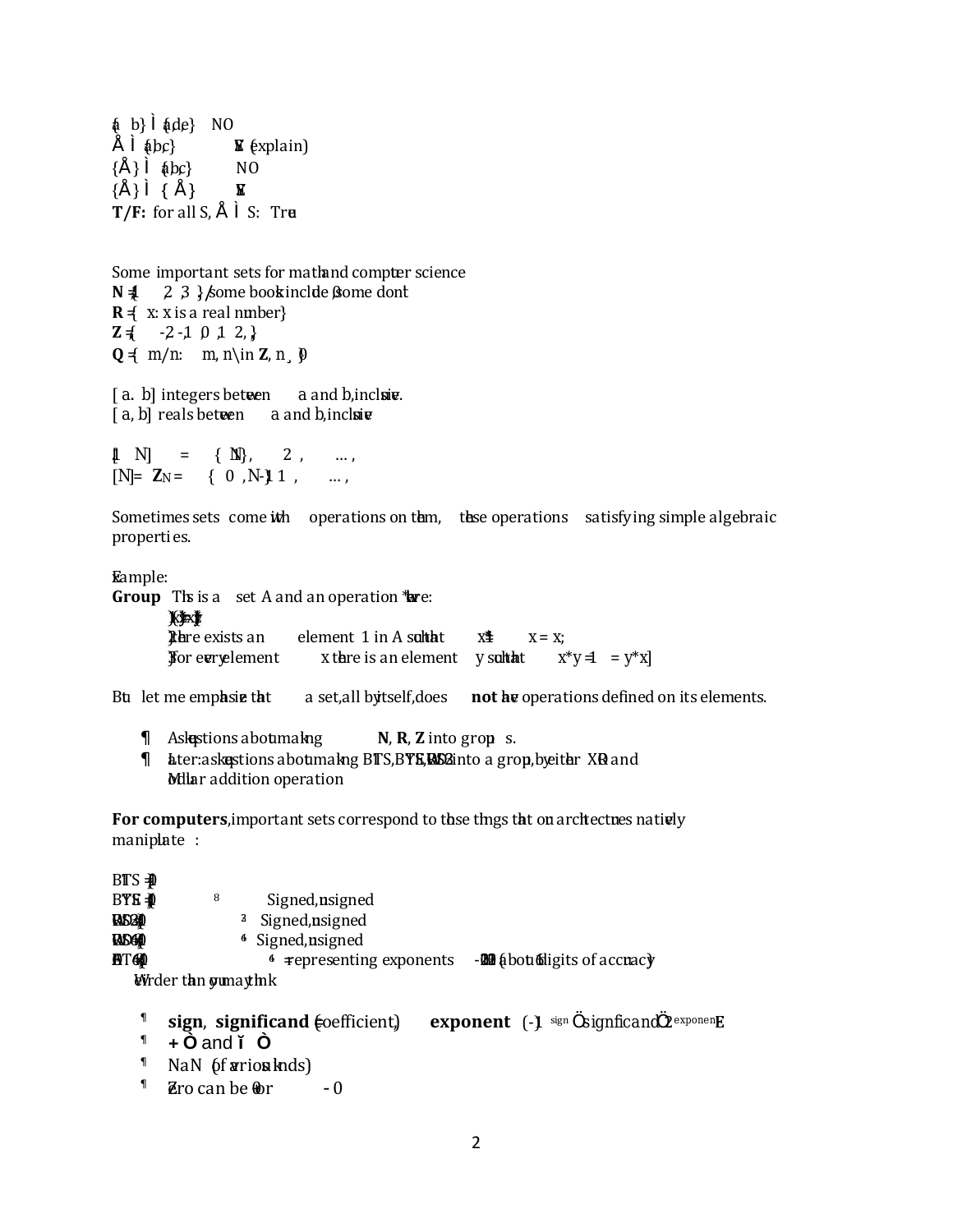$\{a, b\} \subseteq \{a, c, e\}$ NO
$\emptyset \subseteq \{a, b, c\}$ YES (explain)
$\{\emptyset\} \subseteq \{a, b, c\}$ NO
$\{\emptyset\} \subseteq \{\{\emptyset\}\}$ YES
**T/F:** for all S, $\emptyset \subseteq S$: True

Some important sets for math and computer science

**N** = {1, 2, 3, ...} // some books include 0, some don't
**R** = {x: x is a real number}
**Z** = {..., -2, -1, 0, 1, 2, ...}
**Q** = {m/n: m, n \in **Z**, n ≠ 0}

[a..b] integers between a and b, inclusive.
[a, b] reals between a and b, inclusive

[1..N] = {1, 2, ..., N}
[N] = $\mathbf{Z}_N$ = {0, 1, ..., N-1}

Sometimes sets come with operations on them, these operations satisfying simple algebraic properties.

Example:
**Group** This is a set A and an operation * where:

1) (x*y)*z = x*(y*z)
2) there exists an element 1 in A such that x*1 = x = 1*x;
3) For every element x there is an element y such that x*y = 1 = y*x]

But let me emphasize that a set, all by itself, does **not** have operations defined on its elements.

- Ask questions about making **N**, **R**, **Z** into groups.
- Later: ask questions about making BITS, BYTES, WORD32 into a group, by either XOR and Modular addition operation

**For computers**, important sets correspond to those things that our architectures natively manipulate:

BITS = {0,1}
BYTES = $\{0,1\}^8$ Signed, unsigned
WORD32 = $\{0,1\}^{32}$ Signed, unsigned
WORD64 = $\{0,1\}^{64}$ Signed, unsigned
FLOAT64 = $\{0,1\}^{64}$ = representing exponents -1022..1023 (about 16 digits of accuracy)
Weirder than you may think

- **sign**, **significand** (=coefficient), **exponent** $(-1)^{\text{sign}} \cdot \text{significand} \cdot 2^{\text{exponent}}$
- $+\infty$ and $-\infty$
- NaN (of various kinds)
- Zero can be +0 or -0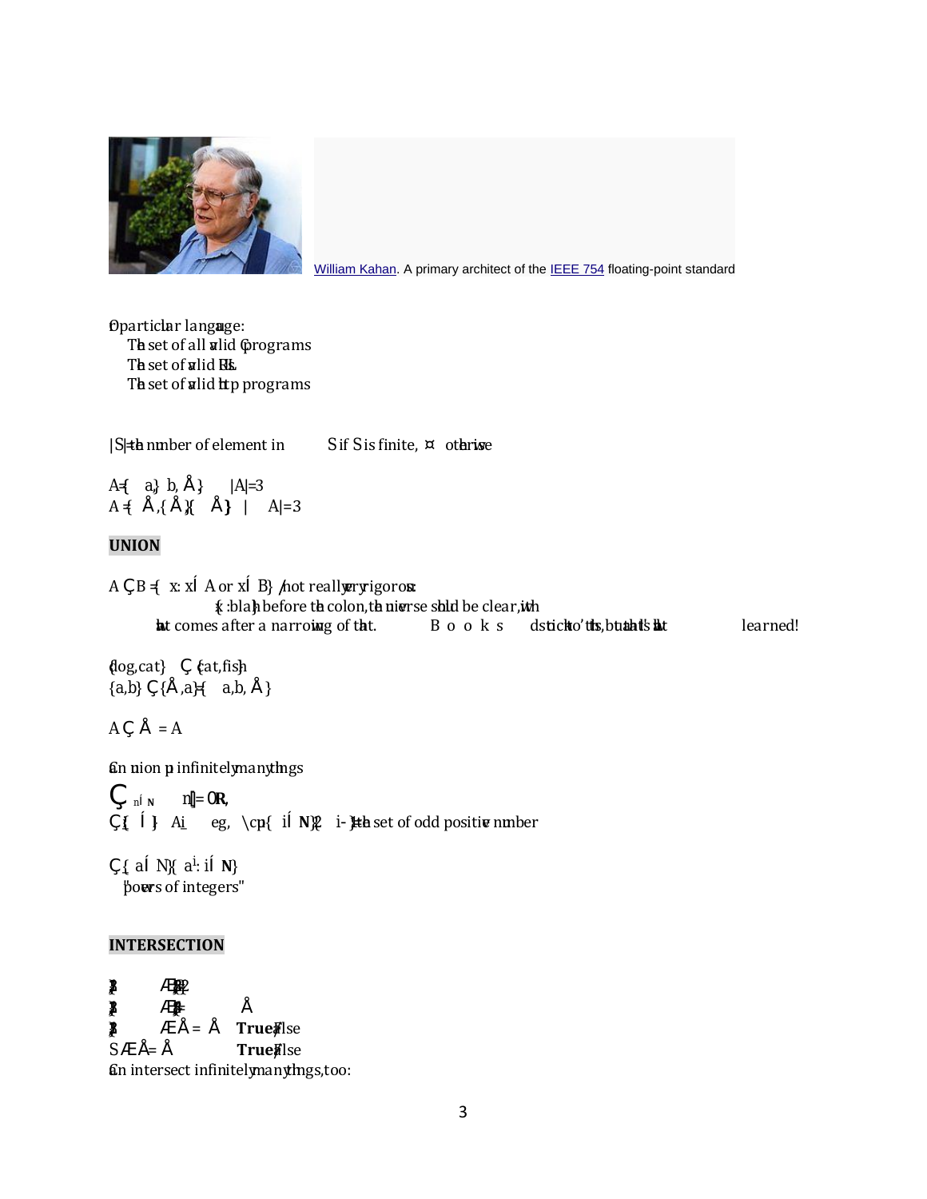William Kahan. A primary architect of the IEEE 754 floating-point standard

Of particular language:

- The set of all valid C programs
- The set of valid REs.
- The set of valid http programs

|S| = the number of elements in S if S is finite, ∞ otherwise

A = {a, b, ∅}  |A| = 3

A = {∅, {∅}, {{∅}}}  |A| = 3

**UNION**

A ∪ B = {x: x ∈ A or x ∈ B} // not really very rigorous

{x : blah} before the colon, the universe should be clear, with what comes after a narrowing of that. Books distinguish "to", "this", but that's what learned!

{dog, cat} ∪ {cat, fish}

{a, b} ∪ {∅, a} = {a, b, ∅}

A ∪ ∅ = A

Can union infinitely many things

$\bigcup_{n \in \mathbf{N}} [n] = \mathbf{R}$,

$\bigcup \{ \ \in \ \} A_i$ eg, \cup{ i ∈ N} {2i - 1} = the set of odd positive numbers

$\bigcup \{a \in N\} \{a^i : i \in \mathbf{N}\}$

"powers of integers"

**INTERSECTION**

{1, 2, 3} ∩ {2, 4} = {2}

{1, 2, 3} ∩ {4} = ∅

{1, 2, 3} ∩ ∅ = ∅ True/False

S ∩ ∅ = ∅ True/False

Can intersect infinitely many things, too: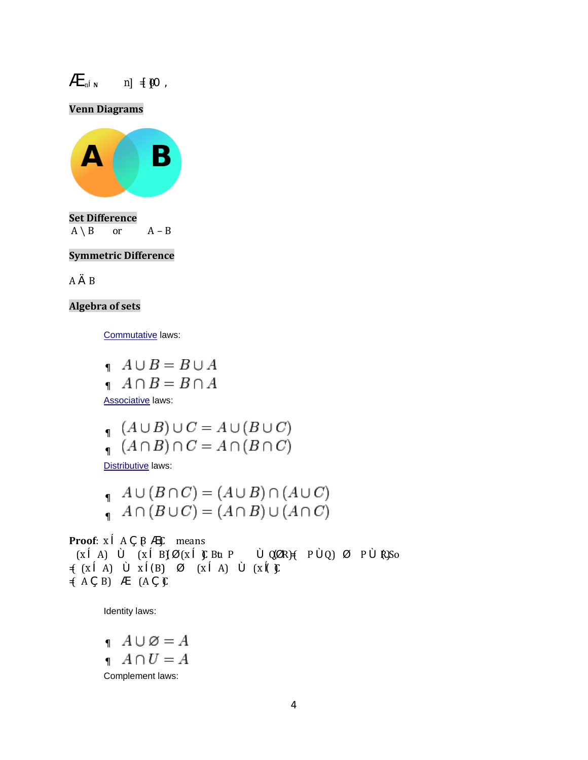## Venn Diagrams

## Set Difference

$A \setminus B$ or $A - B$

## Symmetric Difference

$A \oplus B$

## Algebra of sets

Commutative laws:

- $A \cup B = B \cup A$
- $A \cap B = B \cap A$

Associative laws:

- $(A \cup B) \cup C = A \cup (B \cup C)$
- $(A \cap B) \cap C = A \cap (B \cap C)$

Distributive laws:

- $A \cup (B \cap C) = (A \cup B) \cap (A \cup C)$
- $A \cap (B \cup C) = (A \cap B) \cup (A \cap C)$

**Proof**: $x \in A \cup (B \cap C)$ means $(x \in A) \lor ((x \in B) \land (x \in C))$. But $P \lor (Q \land R) \Leftrightarrow (P \lor Q) \land (P \lor R)$. So
$\Leftrightarrow ((x \in A) \lor x \in (B)) \land ((x \in A) \lor (x \in C))$
$\Leftrightarrow (A \cup B) \cap (A \cup C)$

Identity laws:

- $A \cup \varnothing = A$
- $A \cap U = A$

Complement laws: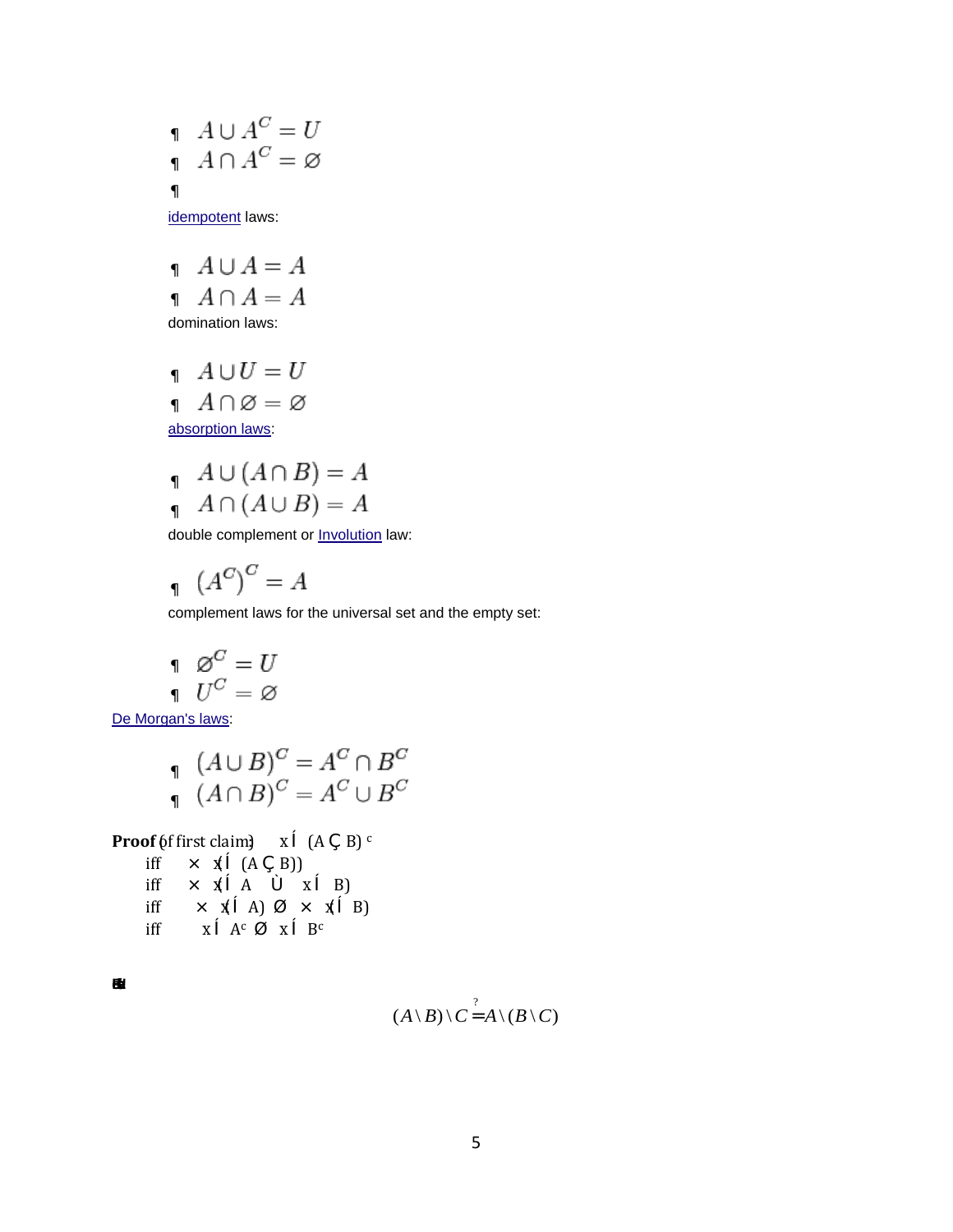- $A \cup A^C = U$
- $A \cap A^C = \varnothing$

idempotent laws:

- $A \cup A = A$
- $A \cap A = A$

domination laws:

- $A \cup U = U$
- $A \cap \varnothing = \varnothing$

absorption laws:

- $A \cup (A \cap B) = A$
- $A \cap (A \cup B) = A$

double complement or Involution law:

- $(A^C)^C = A$

complement laws for the universal set and the empty set:

- $\varnothing^C = U$
- $U^C = \varnothing$

De Morgan's laws:

- $(A \cup B)^C = A^C \cap B^C$
- $(A \cap B)^C = A^C \cup B^C$

**Proof** (of first claim): $x \in (A \cap B)^c$

iff $\neg(x \in (A \cap B))$

iff $\neg(x \in A \wedge x \in B)$

iff $\neg(x \in A) \vee \neg(x \in B)$

iff $x \in A^c \vee x \in B^c$

$$(A \setminus B) \setminus C \stackrel{?}{=} A \setminus (B \setminus C)$$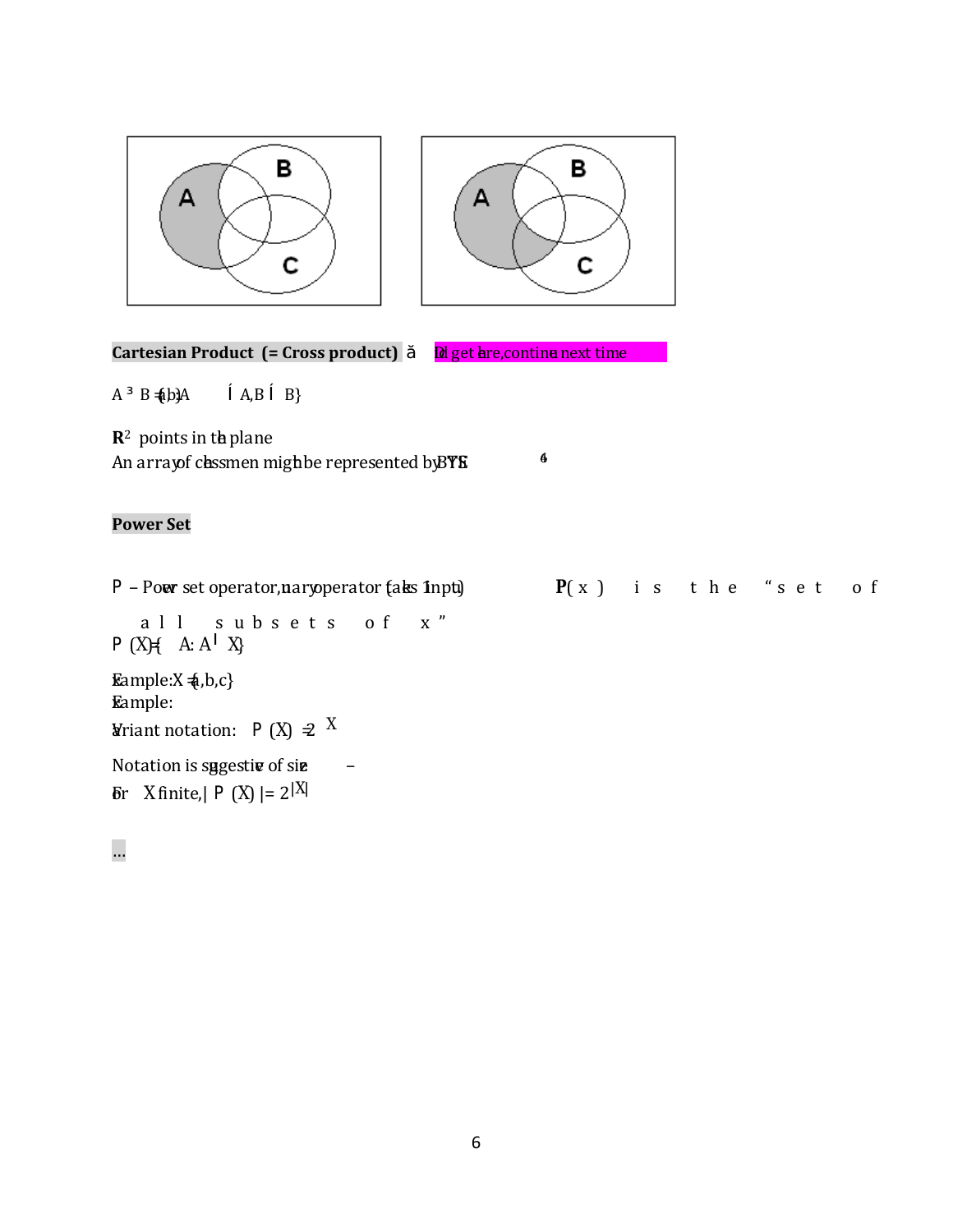A

B

C

A

B

C

**Cartesian Product (= Cross product)** ă Did get here, continue next time

$A \times B = \{(a,b): a \in A, b \in B\}$

$\mathbf{R}^2$ points in the plane

An array of chessmen might be represented by BYTES$^6$

**Power Set**

P – Power set operator, unary operator (takes 1 input) **P**(x) is the "set of all subsets of x"

$P(X) = \{A: A \subseteq X\}$

Example: $X = \{a,b,c\}$

Example:

Variant notation: $P(X) = 2^X$

Notation is suggestive of size –

For X finite, $|P(X)| = 2^{|X|}$

…